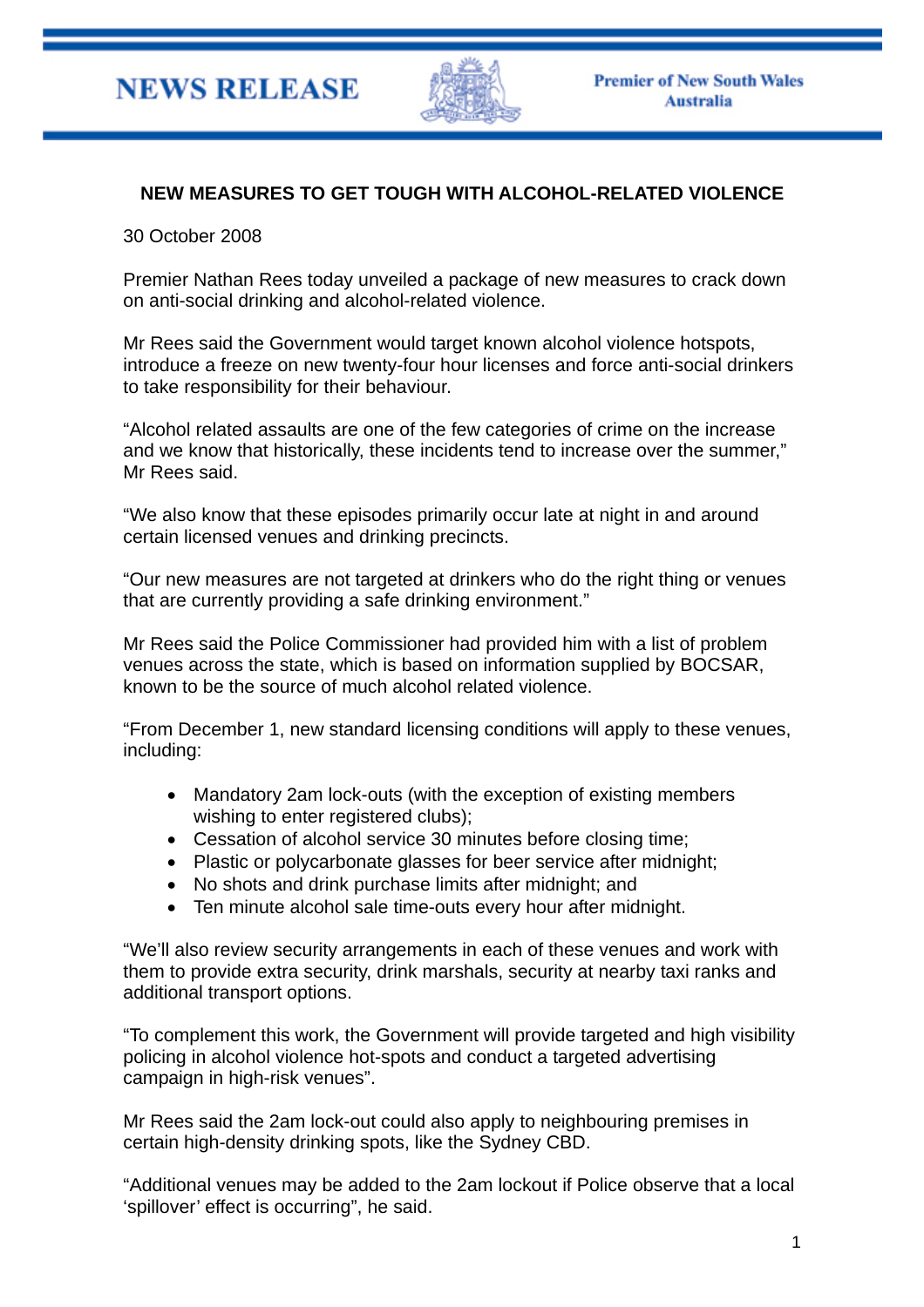**NEWS RELEASE**

**Premier of New South Wales Australia**

## NEW MEASURES TO GET TOUGH WITH ALCOHOL-RELATED VIOLENCE

30 October 2008

Premier Nathan Rees today unveiled a package of new measures to crack down on anti-social drinking and alcohol-related violence.

Mr Rees said the Government would target known alcohol violence hotspots, introduce a freeze on new twenty-four hour licenses and force anti-social drinkers to take responsibility for their behaviour.

"Alcohol related assaults are one of the few categories of crime on the increase and we know that historically, these incidents tend to increase over the summer," Mr Rees said.

"We also know that these episodes primarily occur late at night in and around certain licensed venues and drinking precincts.

"Our new measures are not targeted at drinkers who do the right thing or venues that are currently providing a safe drinking environment."

Mr Rees said the Police Commissioner had provided him with a list of problem venues across the state, which is based on information supplied by BOCSAR, known to be the source of much alcohol related violence.

"From December 1, new standard licensing conditions will apply to these venues, including:

- Mandatory 2am lock-outs (with the exception of existing members wishing to enter registered clubs);
- Cessation of alcohol service 30 minutes before closing time;
- Plastic or polycarbonate glasses for beer service after midnight;
- No shots and drink purchase limits after midnight; and
- Ten minute alcohol sale time-outs every hour after midnight.

"We'll also review security arrangements in each of these venues and work with them to provide extra security, drink marshals, security at nearby taxi ranks and additional transport options.

"To complement this work, the Government will provide targeted and high visibility policing in alcohol violence hot-spots and conduct a targeted advertising campaign in high-risk venues".

Mr Rees said the 2am lock-out could also apply to neighbouring premises in certain high-density drinking spots, like the Sydney CBD.

"Additional venues may be added to the 2am lockout if Police observe that a local 'spillover' effect is occurring", he said.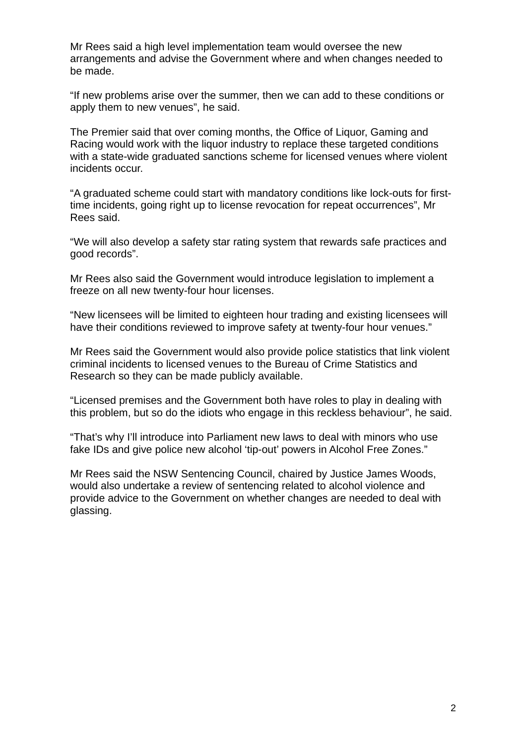Mr Rees said a high level implementation team would oversee the new arrangements and advise the Government where and when changes needed to be made.

“If new problems arise over the summer, then we can add to these conditions or apply them to new venues”, he said.

The Premier said that over coming months, the Office of Liquor, Gaming and Racing would work with the liquor industry to replace these targeted conditions with a state-wide graduated sanctions scheme for licensed venues where violent incidents occur.

“A graduated scheme could start with mandatory conditions like lock-outs for first-time incidents, going right up to license revocation for repeat occurrences”, Mr Rees said.

“We will also develop a safety star rating system that rewards safe practices and good records”.

Mr Rees also said the Government would introduce legislation to implement a freeze on all new twenty-four hour licenses.

“New licensees will be limited to eighteen hour trading and existing licensees will have their conditions reviewed to improve safety at twenty-four hour venues.”

Mr Rees said the Government would also provide police statistics that link violent criminal incidents to licensed venues to the Bureau of Crime Statistics and Research so they can be made publicly available.

“Licensed premises and the Government both have roles to play in dealing with this problem, but so do the idiots who engage in this reckless behaviour”, he said.

“That’s why I’ll introduce into Parliament new laws to deal with minors who use fake IDs and give police new alcohol ‘tip-out’ powers in Alcohol Free Zones.”

Mr Rees said the NSW Sentencing Council, chaired by Justice James Woods, would also undertake a review of sentencing related to alcohol violence and provide advice to the Government on whether changes are needed to deal with glassing.